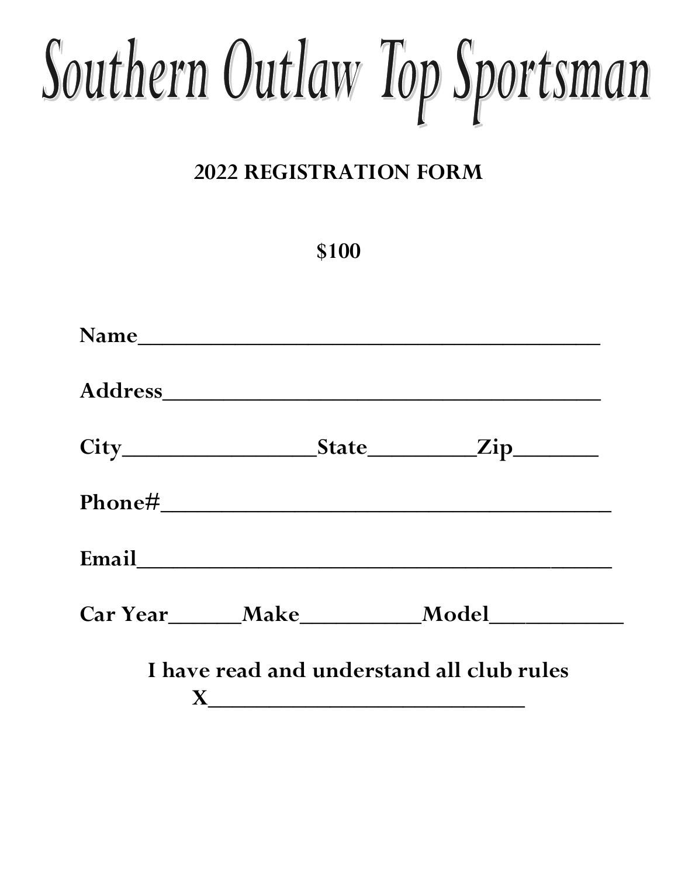# Southern Outlaw Top Sportsman

## 2022 REGISTRATION FORM

**$100**

**Name**_________________________________________

**Address**_______________________________________

**City**_________________**State**_________**Zip**_______

**Phone#**_______________________________________

**Email**_________________________________________

**Car Year**______**Make**__________**Model**___________

**I have read and understand all club rules**

**X**_____________________________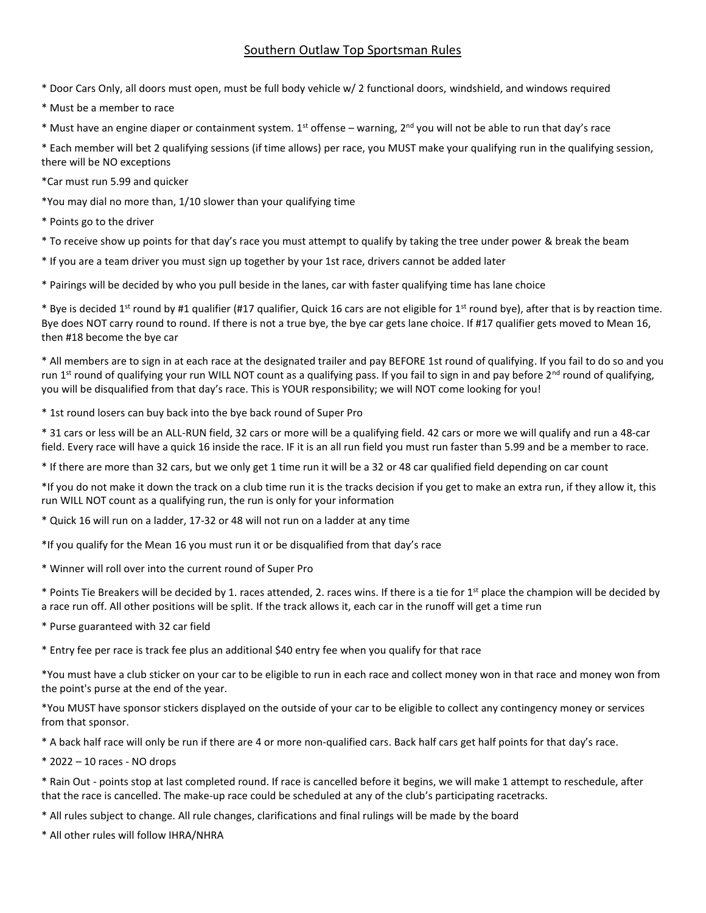# Southern Outlaw Top Sportsman Rules

* Door Cars Only, all doors must open, must be full body vehicle w/ 2 functional doors, windshield, and windows required

* Must be a member to race

* Must have an engine diaper or containment system. 1st offense – warning, 2nd you will not be able to run that day's race

* Each member will bet 2 qualifying sessions (if time allows) per race, you MUST make your qualifying run in the qualifying session, there will be NO exceptions

*Car must run 5.99 and quicker

*You may dial no more than, 1/10 slower than your qualifying time

* Points go to the driver

* To receive show up points for that day's race you must attempt to qualify by taking the tree under power & break the beam

* If you are a team driver you must sign up together by your 1st race, drivers cannot be added later

* Pairings will be decided by who you pull beside in the lanes, car with faster qualifying time has lane choice

* Bye is decided 1st round by #1 qualifier (#17 qualifier, Quick 16 cars are not eligible for 1st round bye), after that is by reaction time. Bye does NOT carry round to round. If there is not a true bye, the bye car gets lane choice. If #17 qualifier gets moved to Mean 16, then #18 become the bye car

* All members are to sign in at each race at the designated trailer and pay BEFORE 1st round of qualifying. If you fail to do so and you run 1st round of qualifying your run WILL NOT count as a qualifying pass. If you fail to sign in and pay before 2nd round of qualifying, you will be disqualified from that day's race. This is YOUR responsibility; we will NOT come looking for you!

* 1st round losers can buy back into the bye back round of Super Pro

* 31 cars or less will be an ALL-RUN field, 32 cars or more will be a qualifying field. 42 cars or more we will qualify and run a 48-car field. Every race will have a quick 16 inside the race. IF it is an all run field you must run faster than 5.99 and be a member to race.

* If there are more than 32 cars, but we only get 1 time run it will be a 32 or 48 car qualified field depending on car count

*If you do not make it down the track on a club time run it is the tracks decision if you get to make an extra run, if they allow it, this run WILL NOT count as a qualifying run, the run is only for your information

* Quick 16 will run on a ladder, 17-32 or 48 will not run on a ladder at any time

*If you qualify for the Mean 16 you must run it or be disqualified from that day's race

* Winner will roll over into the current round of Super Pro

* Points Tie Breakers will be decided by 1. races attended, 2. races wins. If there is a tie for 1st place the champion will be decided by a race run off. All other positions will be split. If the track allows it, each car in the runoff will get a time run

* Purse guaranteed with 32 car field

* Entry fee per race is track fee plus an additional $40 entry fee when you qualify for that race

*You must have a club sticker on your car to be eligible to run in each race and collect money won in that race and money won from the point's purse at the end of the year.

*You MUST have sponsor stickers displayed on the outside of your car to be eligible to collect any contingency money or services from that sponsor.

* A back half race will only be run if there are 4 or more non-qualified cars. Back half cars get half points for that day's race.

* 2022 – 10 races - NO drops

* Rain Out - points stop at last completed round. If race is cancelled before it begins, we will make 1 attempt to reschedule, after that the race is cancelled. The make-up race could be scheduled at any of the club's participating racetracks.

* All rules subject to change. All rule changes, clarifications and final rulings will be made by the board

* All other rules will follow IHRA/NHRA